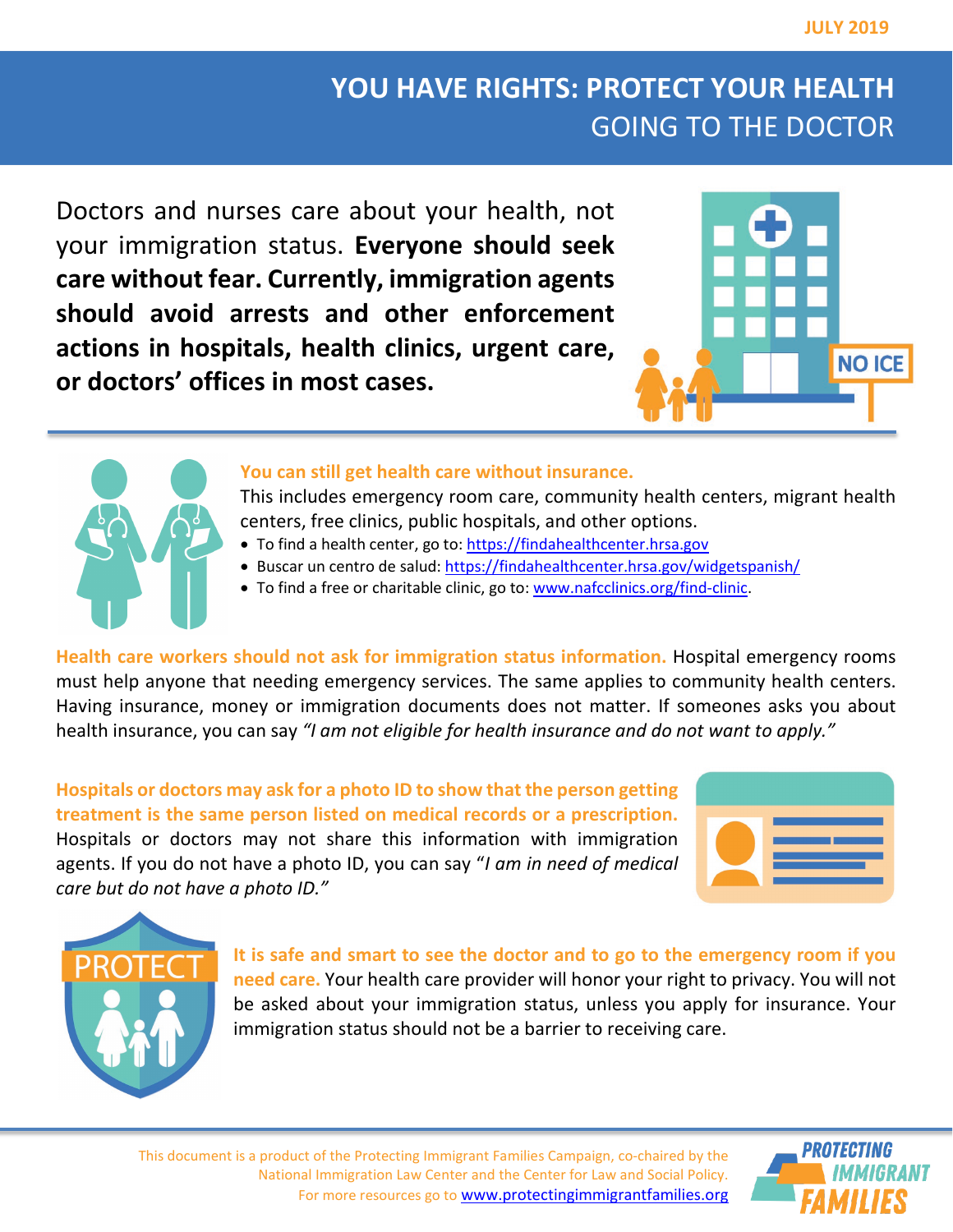JULY 2019

# YOU HAVE RIGHTS: PROTECT YOUR HEALTH
## GOING TO THE DOCTOR

Doctors and nurses care about your health, not your immigration status. **Everyone should seek care without fear. Currently, immigration agents should avoid arrests and other enforcement actions in hospitals, health clinics, urgent care, or doctors' offices in most cases.**

NO ICE

**You can still get health care without insurance.**
This includes emergency room care, community health centers, migrant health centers, free clinics, public hospitals, and other options.

- To find a health center, go to: https://findahealthcenter.hrsa.gov
- Buscar un centro de salud: https://findahealthcenter.hrsa.gov/widgetspanish/
- To find a free or charitable clinic, go to: www.nafcclinics.org/find-clinic.

**Health care workers should not ask for immigration status information.** Hospital emergency rooms must help anyone that needing emergency services. The same applies to community health centers. Having insurance, money or immigration documents does not matter. If someones asks you about health insurance, you can say *"I am not eligible for health insurance and do not want to apply."*

**Hospitals or doctors may ask for a photo ID to show that the person getting treatment is the same person listed on medical records or a prescription.** Hospitals or doctors may not share this information with immigration agents. If you do not have a photo ID, you can say "*I am in need of medical care but do not have a photo ID."*

PROTECT

**It is safe and smart to see the doctor and to go to the emergency room if you need care.** Your health care provider will honor your right to privacy. You will not be asked about your immigration status, unless you apply for insurance. Your immigration status should not be a barrier to receiving care.

This document is a product of the Protecting Immigrant Families Campaign, co-chaired by the National Immigration Law Center and the Center for Law and Social Policy. For more resources go to www.protectingimmigrantfamilies.org

PROTECTING IMMIGRANT FAMILIES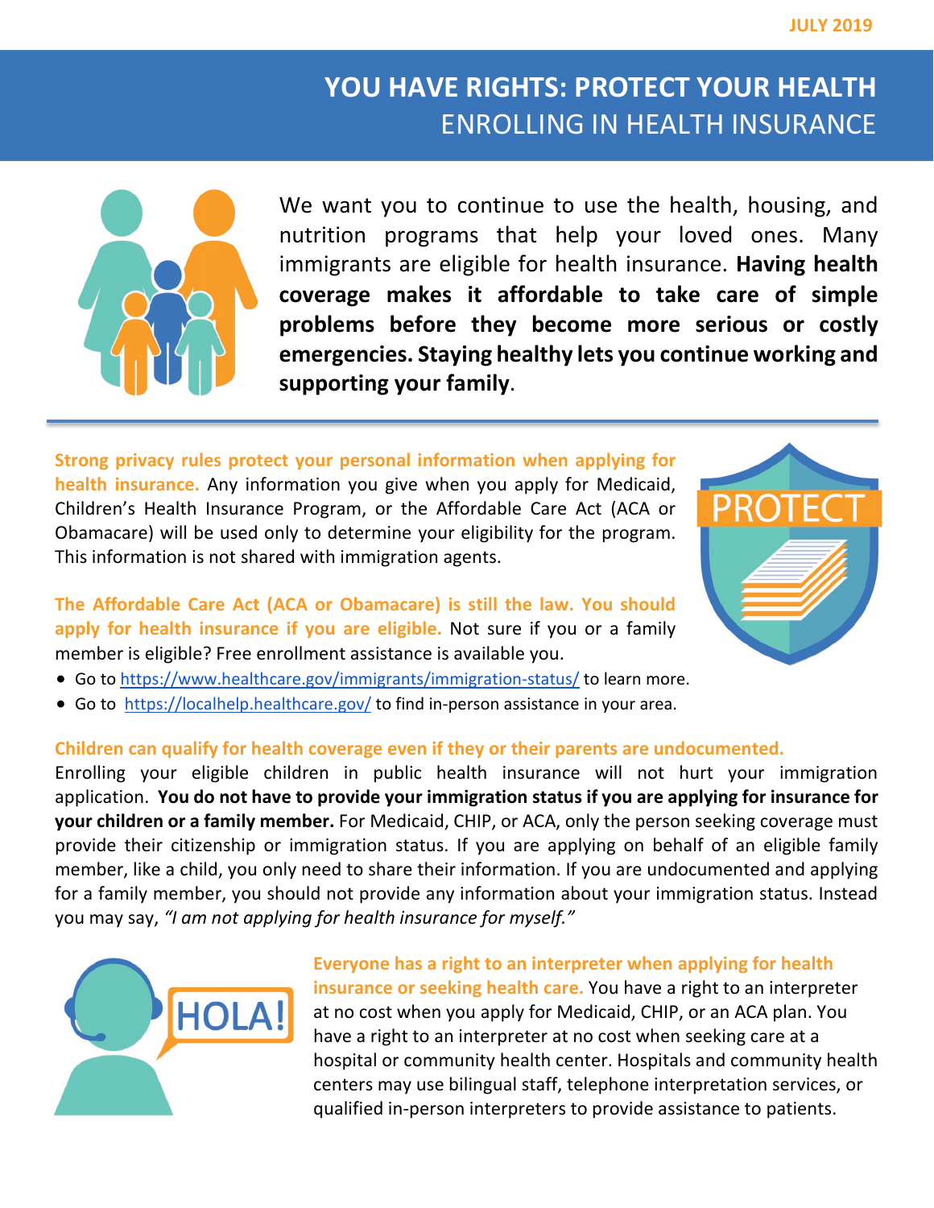JULY 2019

# YOU HAVE RIGHTS: PROTECT YOUR HEALTH
## ENROLLING IN HEALTH INSURANCE

We want you to continue to use the health, housing, and nutrition programs that help your loved ones. Many immigrants are eligible for health insurance. **Having health coverage makes it affordable to take care of simple problems before they become more serious or costly emergencies. Staying healthy lets you continue working and supporting your family**.

**Strong privacy rules protect your personal information when applying for health insurance.** Any information you give when you apply for Medicaid, Children's Health Insurance Program, or the Affordable Care Act (ACA or Obamacare) will be used only to determine your eligibility for the program. This information is not shared with immigration agents.

**The Affordable Care Act (ACA or Obamacare) is still the law. You should apply for health insurance if you are eligible.** Not sure if you or a family member is eligible? Free enrollment assistance is available you.

- Go to https://www.healthcare.gov/immigrants/immigration-status/ to learn more.
- Go to https://localhelp.healthcare.gov/ to find in-person assistance in your area.

**Children can qualify for health coverage even if they or their parents are undocumented.**

Enrolling your eligible children in public health insurance will not hurt your immigration application. **You do not have to provide your immigration status if you are applying for insurance for your children or a family member.** For Medicaid, CHIP, or ACA, only the person seeking coverage must provide their citizenship or immigration status. If you are applying on behalf of an eligible family member, like a child, you only need to share their information. If you are undocumented and applying for a family member, you should not provide any information about your immigration status. Instead you may say, *"I am not applying for health insurance for myself."*

**Everyone has a right to an interpreter when applying for health insurance or seeking health care.** You have a right to an interpreter at no cost when you apply for Medicaid, CHIP, or an ACA plan. You have a right to an interpreter at no cost when seeking care at a hospital or community health center. Hospitals and community health centers may use bilingual staff, telephone interpretation services, or qualified in-person interpreters to provide assistance to patients.